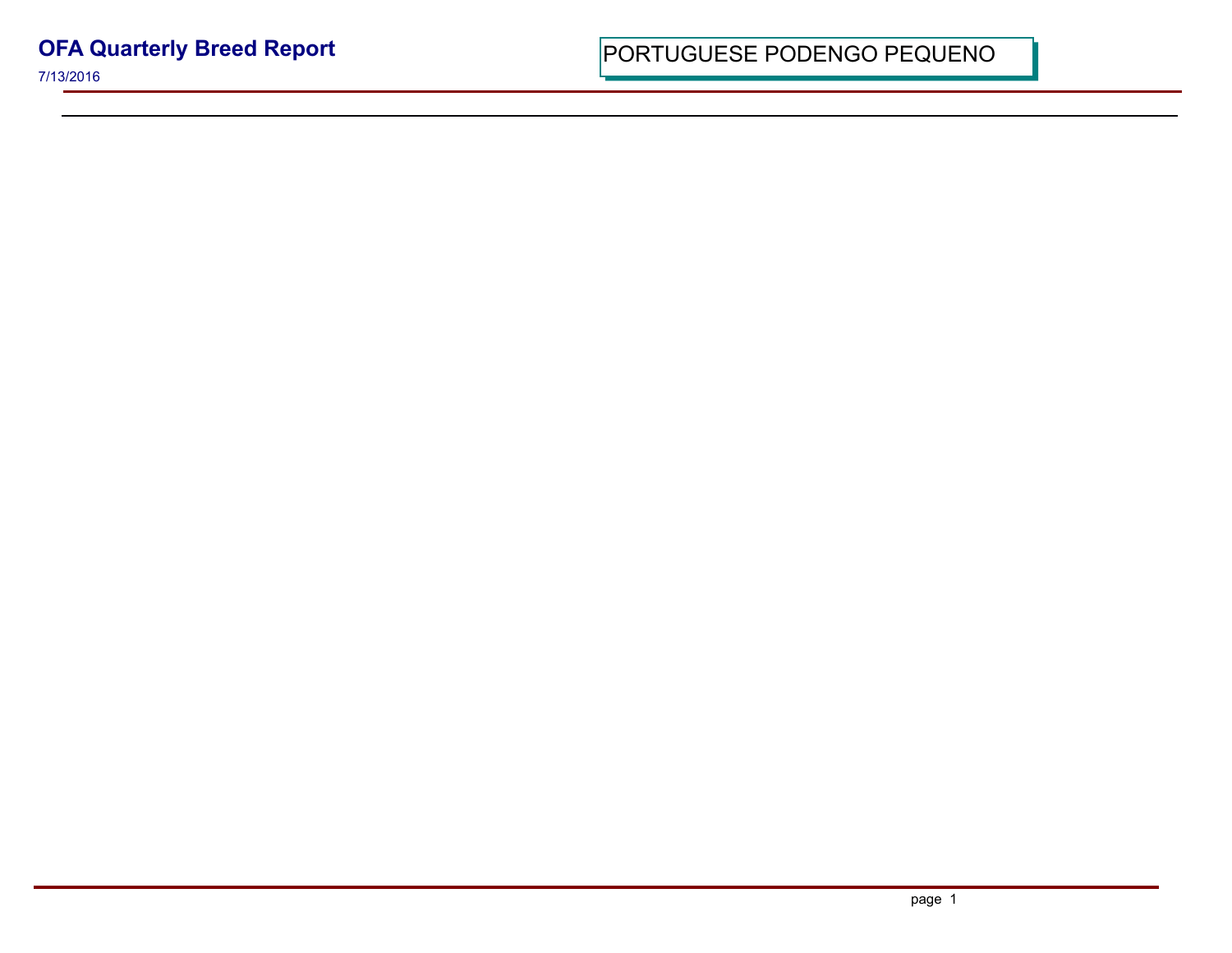# OFA Quarterly Breed Report

7/13/2016

## PORTUGUESE PODENGO PEQUENO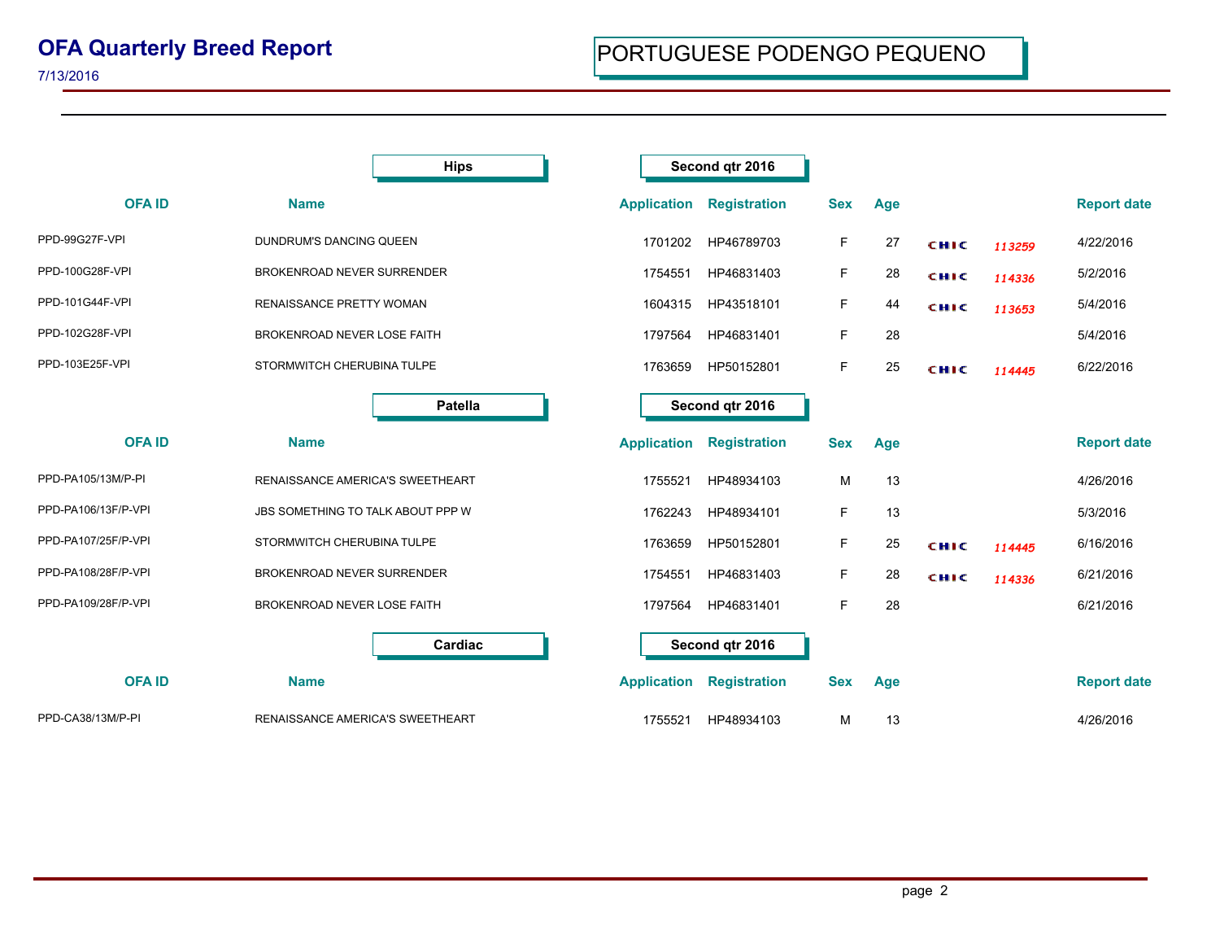# OFA Quarterly Breed Report

7/13/2016

## PORTUGUESE PODENGO PEQUENO

### Hips — Second qtr 2016

| OFA ID | Name | Application | Registration | Sex | Age | | | Report date |
|---|---|---|---|---|---|---|---|---|
| PPD-99G27F-VPI | DUNDRUM'S DANCING QUEEN | 1701202 | HP46789703 | F | 27 | CHIC | 113259 | 4/22/2016 |
| PPD-100G28F-VPI | BROKENROAD NEVER SURRENDER | 1754551 | HP46831403 | F | 28 | CHIC | 114336 | 5/2/2016 |
| PPD-101G44F-VPI | RENAISSANCE PRETTY WOMAN | 1604315 | HP43518101 | F | 44 | CHIC | 113653 | 5/4/2016 |
| PPD-102G28F-VPI | BROKENROAD NEVER LOSE FAITH | 1797564 | HP46831401 | F | 28 | | | 5/4/2016 |
| PPD-103E25F-VPI | STORMWITCH CHERUBINA TULPE | 1763659 | HP50152801 | F | 25 | CHIC | 114445 | 6/22/2016 |

### Patella — Second qtr 2016

| OFA ID | Name | Application | Registration | Sex | Age | | | Report date |
|---|---|---|---|---|---|---|---|---|
| PPD-PA105/13M/P-PI | RENAISSANCE AMERICA'S SWEETHEART | 1755521 | HP48934103 | M | 13 | | | 4/26/2016 |
| PPD-PA106/13F/P-VPI | JBS SOMETHING TO TALK ABOUT PPP W | 1762243 | HP48934101 | F | 13 | | | 5/3/2016 |
| PPD-PA107/25F/P-VPI | STORMWITCH CHERUBINA TULPE | 1763659 | HP50152801 | F | 25 | CHIC | 114445 | 6/16/2016 |
| PPD-PA108/28F/P-VPI | BROKENROAD NEVER SURRENDER | 1754551 | HP46831403 | F | 28 | CHIC | 114336 | 6/21/2016 |
| PPD-PA109/28F/P-VPI | BROKENROAD NEVER LOSE FAITH | 1797564 | HP46831401 | F | 28 | | | 6/21/2016 |

### Cardiac — Second qtr 2016

| OFA ID | Name | Application | Registration | Sex | Age | | | Report date |
|---|---|---|---|---|---|---|---|---|
| PPD-CA38/13M/P-PI | RENAISSANCE AMERICA'S SWEETHEART | 1755521 | HP48934103 | M | 13 | | | 4/26/2016 |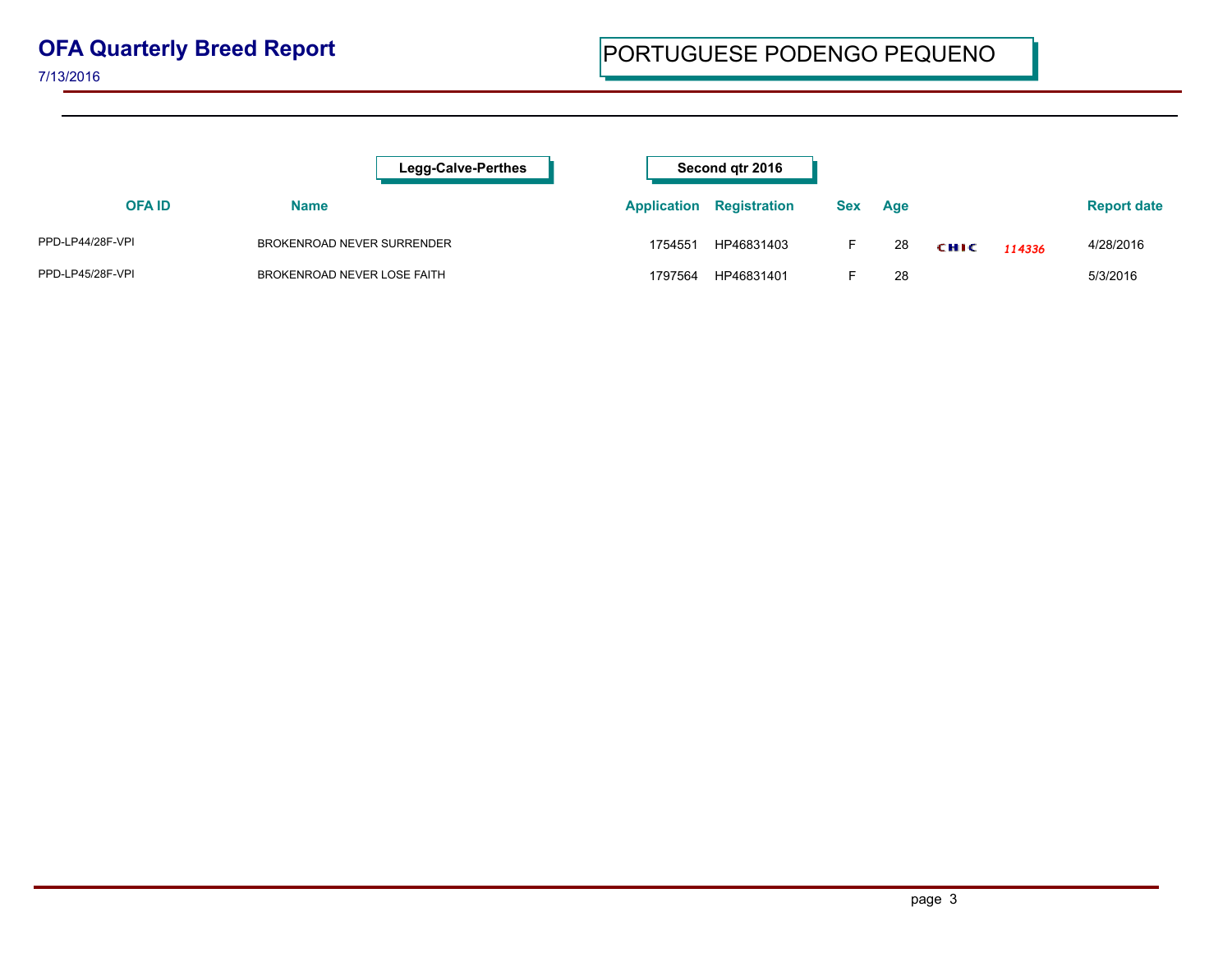# OFA Quarterly Breed Report

7/13/2016

## PORTUGUESE PODENGO PEQUENO

**Legg-Calve-Perthes** **Second qtr 2016**

| OFA ID | Name | Application | Registration | Sex | Age | | | Report date |
|---|---|---|---|---|---|---|---|---|
| PPD-LP44/28F-VPI | BROKENROAD NEVER SURRENDER | 1754551 | HP46831403 | F | 28 | CHIC | 114336 | 4/28/2016 |
| PPD-LP45/28F-VPI | BROKENROAD NEVER LOSE FAITH | 1797564 | HP46831401 | F | 28 | | | 5/3/2016 |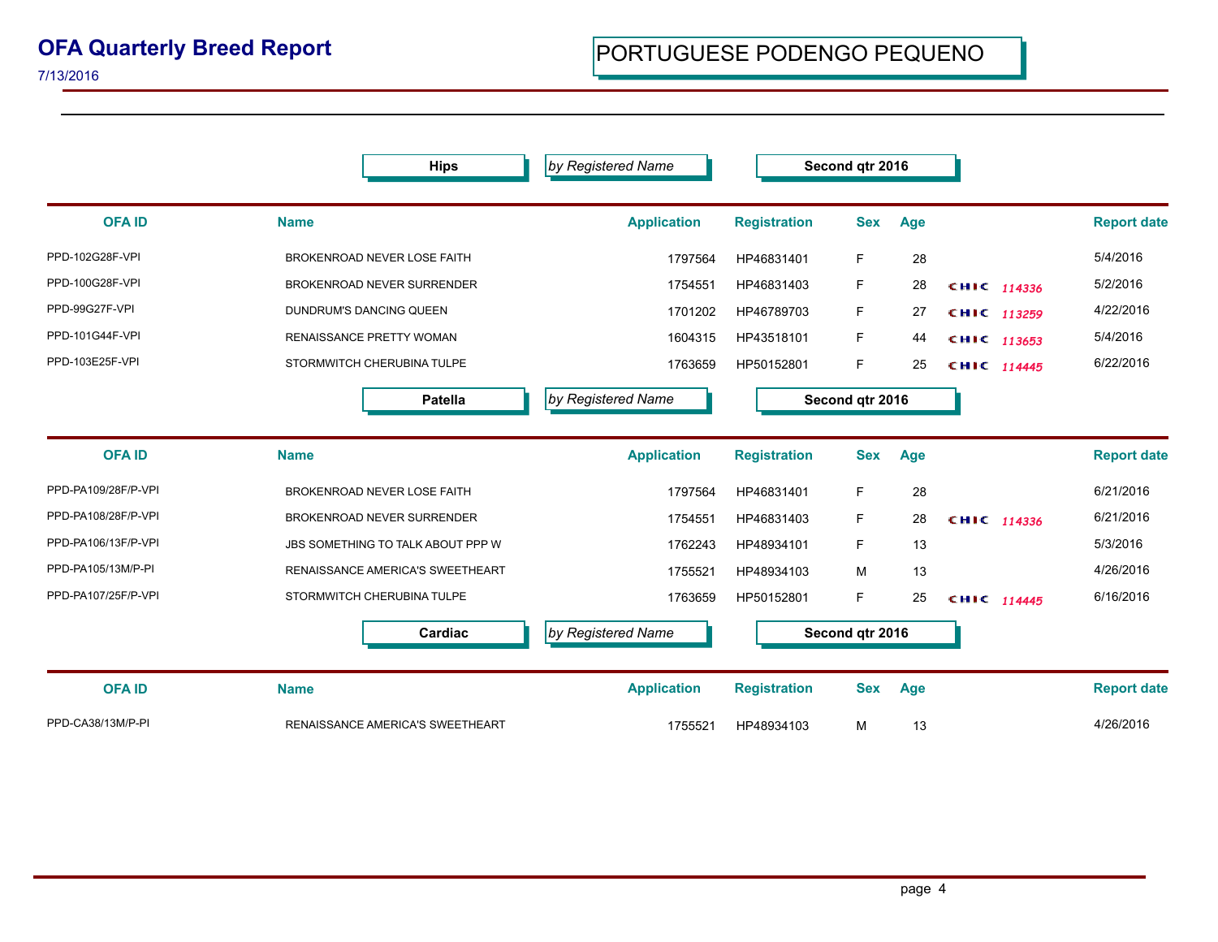# OFA Quarterly Breed Report

7/13/2016

## PORTUGUESE PODENGO PEQUENO

### Hips — *by Registered Name* — Second qtr 2016

| OFA ID | Name | Application | Registration | Sex | Age | | Report date |
|---|---|---|---|---|---|---|---|
| PPD-102G28F-VPI | BROKENROAD NEVER LOSE FAITH | 1797564 | HP46831401 | F | 28 | | 5/4/2016 |
| PPD-100G28F-VPI | BROKENROAD NEVER SURRENDER | 1754551 | HP46831403 | F | 28 | CHIC 114336 | 5/2/2016 |
| PPD-99G27F-VPI | DUNDRUM'S DANCING QUEEN | 1701202 | HP46789703 | F | 27 | CHIC 113259 | 4/22/2016 |
| PPD-101G44F-VPI | RENAISSANCE PRETTY WOMAN | 1604315 | HP43518101 | F | 44 | CHIC 113653 | 5/4/2016 |
| PPD-103E25F-VPI | STORMWITCH CHERUBINA TULPE | 1763659 | HP50152801 | F | 25 | CHIC 114445 | 6/22/2016 |

### Patella — *by Registered Name* — Second qtr 2016

| OFA ID | Name | Application | Registration | Sex | Age | | Report date |
|---|---|---|---|---|---|---|---|
| PPD-PA109/28F/P-VPI | BROKENROAD NEVER LOSE FAITH | 1797564 | HP46831401 | F | 28 | | 6/21/2016 |
| PPD-PA108/28F/P-VPI | BROKENROAD NEVER SURRENDER | 1754551 | HP46831403 | F | 28 | CHIC 114336 | 6/21/2016 |
| PPD-PA106/13F/P-VPI | JBS SOMETHING TO TALK ABOUT PPP W | 1762243 | HP48934101 | F | 13 | | 5/3/2016 |
| PPD-PA105/13M/P-PI | RENAISSANCE AMERICA'S SWEETHEART | 1755521 | HP48934103 | M | 13 | | 4/26/2016 |
| PPD-PA107/25F/P-VPI | STORMWITCH CHERUBINA TULPE | 1763659 | HP50152801 | F | 25 | CHIC 114445 | 6/16/2016 |

### Cardiac — *by Registered Name* — Second qtr 2016

| OFA ID | Name | Application | Registration | Sex | Age | | Report date |
|---|---|---|---|---|---|---|---|
| PPD-CA38/13M/P-PI | RENAISSANCE AMERICA'S SWEETHEART | 1755521 | HP48934103 | M | 13 | | 4/26/2016 |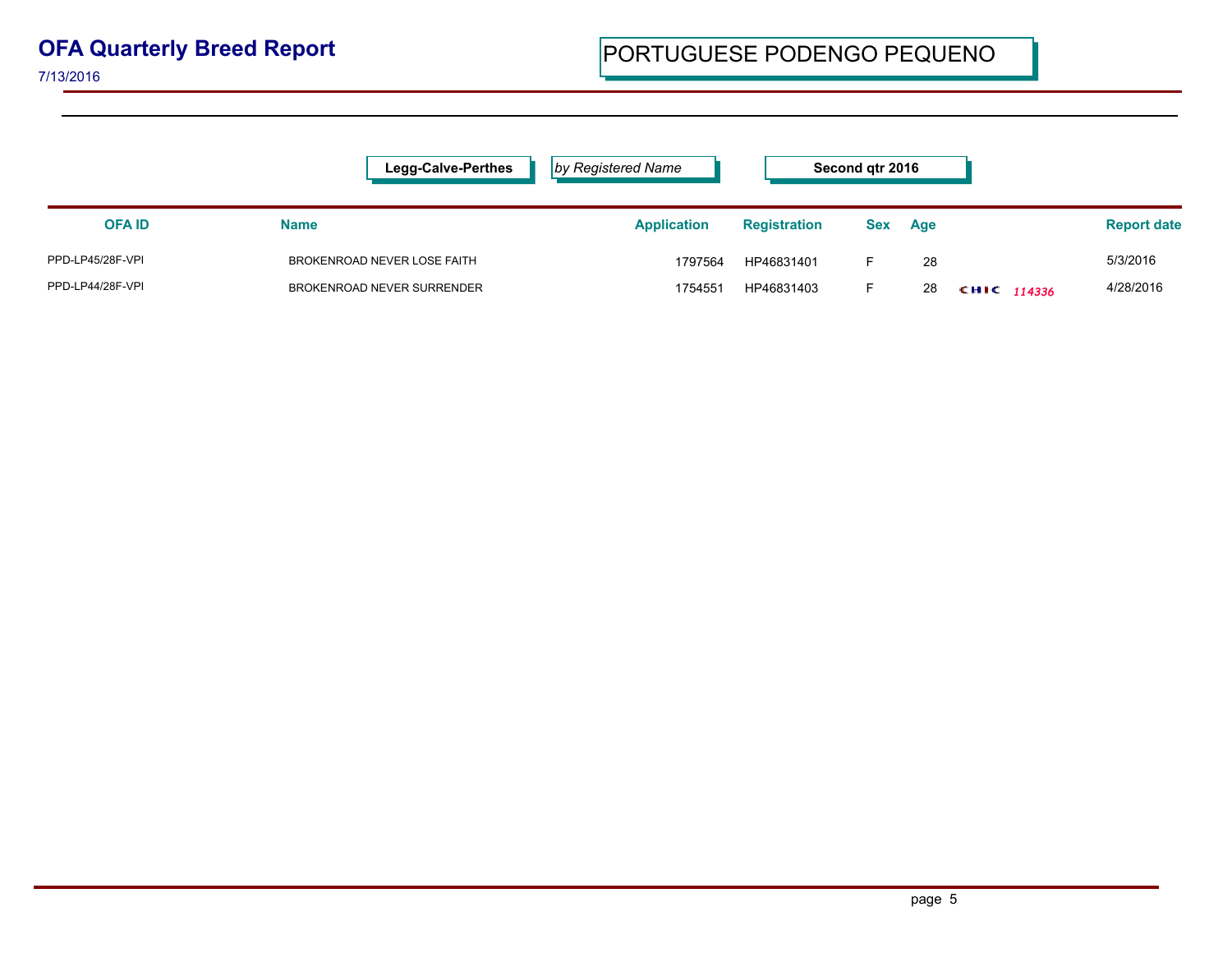# OFA Quarterly Breed Report

7/13/2016

## PORTUGUESE PODENGO PEQUENO

**Legg-Calve-Perthes** *by Registered Name* **Second qtr 2016**

| OFA ID | Name | Application | Registration | Sex | Age | | Report date |
|---|---|---|---|---|---|---|---|
| PPD-LP45/28F-VPI | BROKENROAD NEVER LOSE FAITH | 1797564 | HP46831401 | F | 28 | | 5/3/2016 |
| PPD-LP44/28F-VPI | BROKENROAD NEVER SURRENDER | 1754551 | HP46831403 | F | 28 | CHIC *114336* | 4/28/2016 |